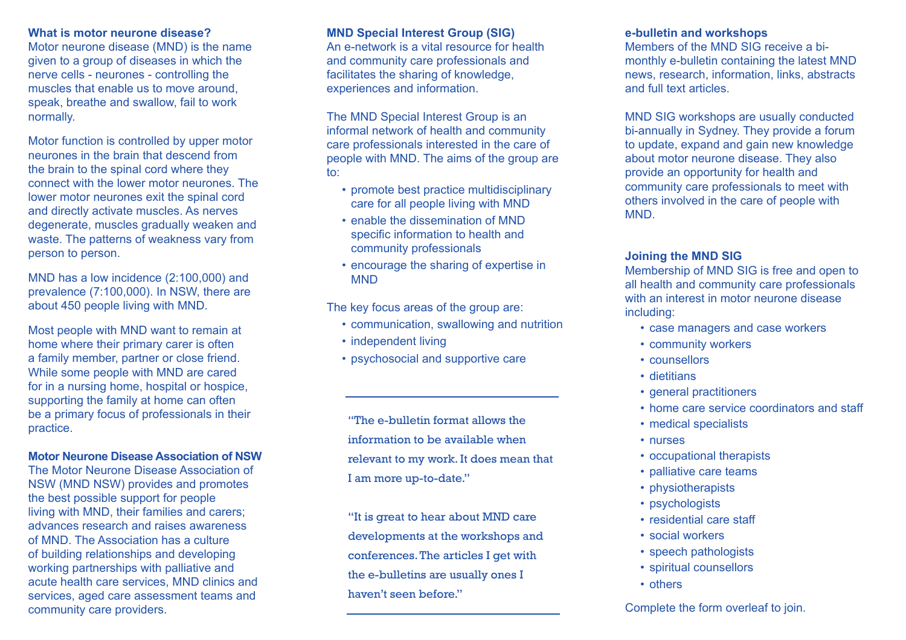## What is motor neurone disease?

Motor neurone disease (MND) is the name given to a group of diseases in which the nerve cells - neurones - controlling the muscles that enable us to move around, speak, breathe and swallow, fail to work normally.

Motor function is controlled by upper motor neurones in the brain that descend from the brain to the spinal cord where they connect with the lower motor neurones. The lower motor neurones exit the spinal cord and directly activate muscles. As nerves degenerate, muscles gradually weaken and waste. The patterns of weakness vary from person to person.

MND has a low incidence (2:100,000) and prevalence (7:100,000). In NSW, there are about 450 people living with MND.

Most people with MND want to remain at home where their primary carer is often a family member, partner or close friend. While some people with MND are cared for in a nursing home, hospital or hospice, supporting the family at home can often be a primary focus of professionals in their practice.

## Motor Neurone Disease Association of NSW

The Motor Neurone Disease Association of NSW (MND NSW) provides and promotes the best possible support for people living with MND, their families and carers; advances research and raises awareness of MND. The Association has a culture of building relationships and developing working partnerships with palliative and acute health care services, MND clinics and services, aged care assessment teams and community care providers.

## MND Special Interest Group (SIG)

An e-network is a vital resource for health and community care professionals and facilitates the sharing of knowledge, experiences and information.

The MND Special Interest Group is an informal network of health and community care professionals interested in the care of people with MND. The aims of the group are to:

- promote best practice multidisciplinary care for all people living with MND
- enable the dissemination of MND specific information to health and community professionals
- encourage the sharing of expertise in MND

The key focus areas of the group are:

- communication, swallowing and nutrition
- independent living
- psychosocial and supportive care

---

"The e-bulletin format allows the information to be available when relevant to my work. It does mean that I am more up-to-date."

"It is great to hear about MND care developments at the workshops and conferences. The articles I get with the e-bulletins are usually ones I haven't seen before."

---

## e-bulletin and workshops

Members of the MND SIG receive a bi-monthly e-bulletin containing the latest MND news, research, information, links, abstracts and full text articles.

MND SIG workshops are usually conducted bi-annually in Sydney. They provide a forum to update, expand and gain new knowledge about motor neurone disease. They also provide an opportunity for health and community care professionals to meet with others involved in the care of people with MND.

## Joining the MND SIG

Membership of MND SIG is free and open to all health and community care professionals with an interest in motor neurone disease including:

- case managers and case workers
- community workers
- counsellors
- dietitians
- general practitioners
- home care service coordinators and staff
- medical specialists
- nurses
- occupational therapists
- palliative care teams
- physiotherapists
- psychologists
- residential care staff
- social workers
- speech pathologists
- spiritual counsellors
- others

Complete the form overleaf to join.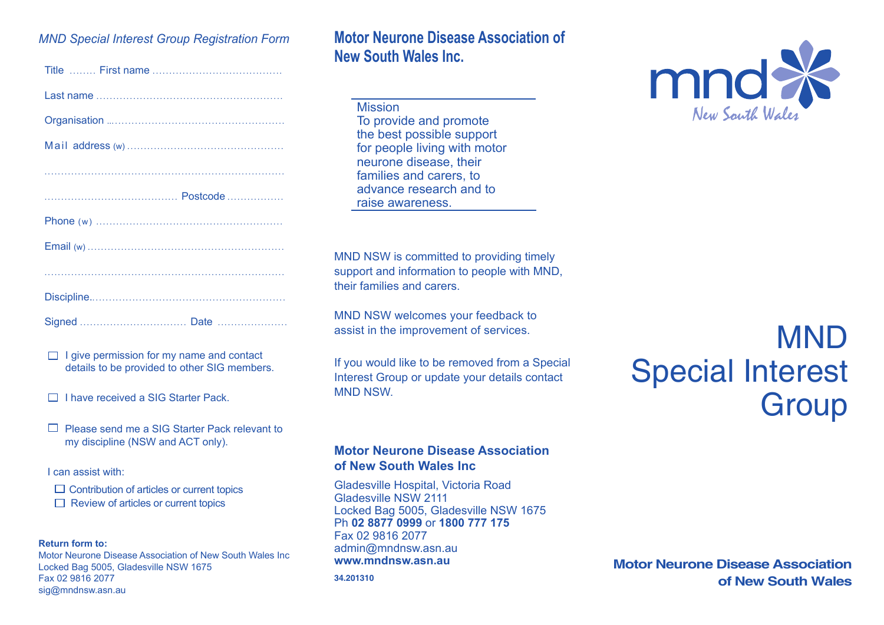*MND Special Interest Group Registration Form*

Title ........ First name .......................................

Last name ........................................................

Organisation ......................................................

Mail address (w) ..............................................

.......................................................................

....................................... Postcode .................

Phone (w) .......................................................

Email (w) ..........................................................

.......................................................................

Discipline..........................................................

Signed ............................... Date ....................

☐ I give permission for my name and contact details to be provided to other SIG members.

☐ I have received a SIG Starter Pack.

☐ Please send me a SIG Starter Pack relevant to my discipline (NSW and ACT only).

I can assist with:

☐ Contribution of articles or current topics
☐ Review of articles or current topics

**Return form to:**
Motor Neurone Disease Association of New South Wales Inc
Locked Bag 5005, Gladesville NSW 1675
Fax 02 9816 2077
sig@mndnsw.asn.au

## Motor Neurone Disease Association of New South Wales Inc.

Mission
To provide and promote the best possible support for people living with motor neurone disease, their families and carers, to advance research and to raise awareness.

MND NSW is committed to providing timely support and information to people with MND, their families and carers.

MND NSW welcomes your feedback to assist in the improvement of services.

If you would like to be removed from a Special Interest Group or update your details contact MND NSW.

**Motor Neurone Disease Association of New South Wales Inc**

Gladesville Hospital, Victoria Road
Gladesville NSW 2111
Locked Bag 5005, Gladesville NSW 1675
Ph **02 8877 0999** or **1800 777 175**
Fax 02 9816 2077
admin@mndnsw.asn.au
**www.mndnsw.asn.au**

**34.201310**

mnd New South Wales

# MND Special Interest Group

**Motor Neurone Disease Association of New South Wales**